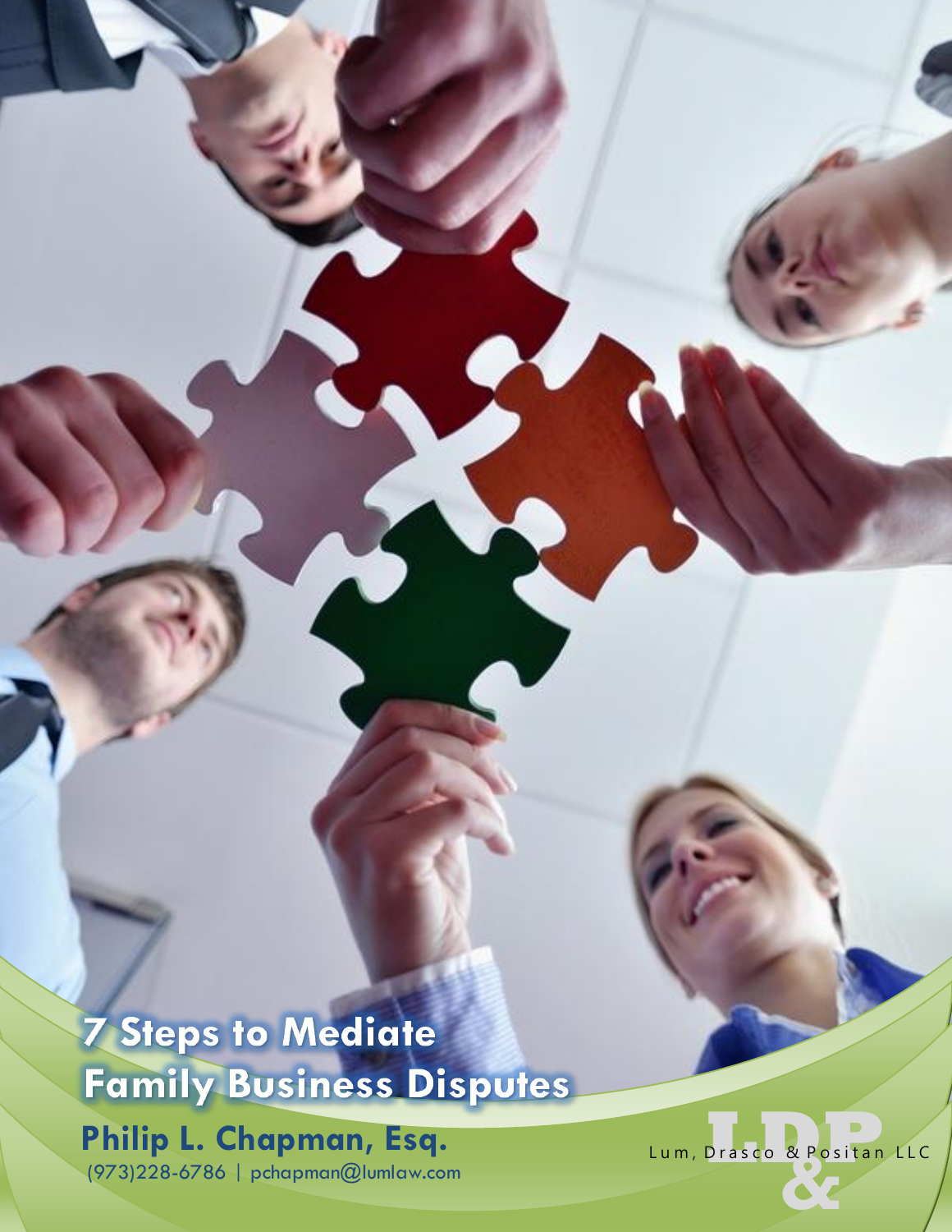# 7 Steps to Mediate Family Business Disputes

**Philip L. Chapman, Esq.**

(973)228-6786 | pchapman@lumlaw.com

Lum, Drasco & Positan LLC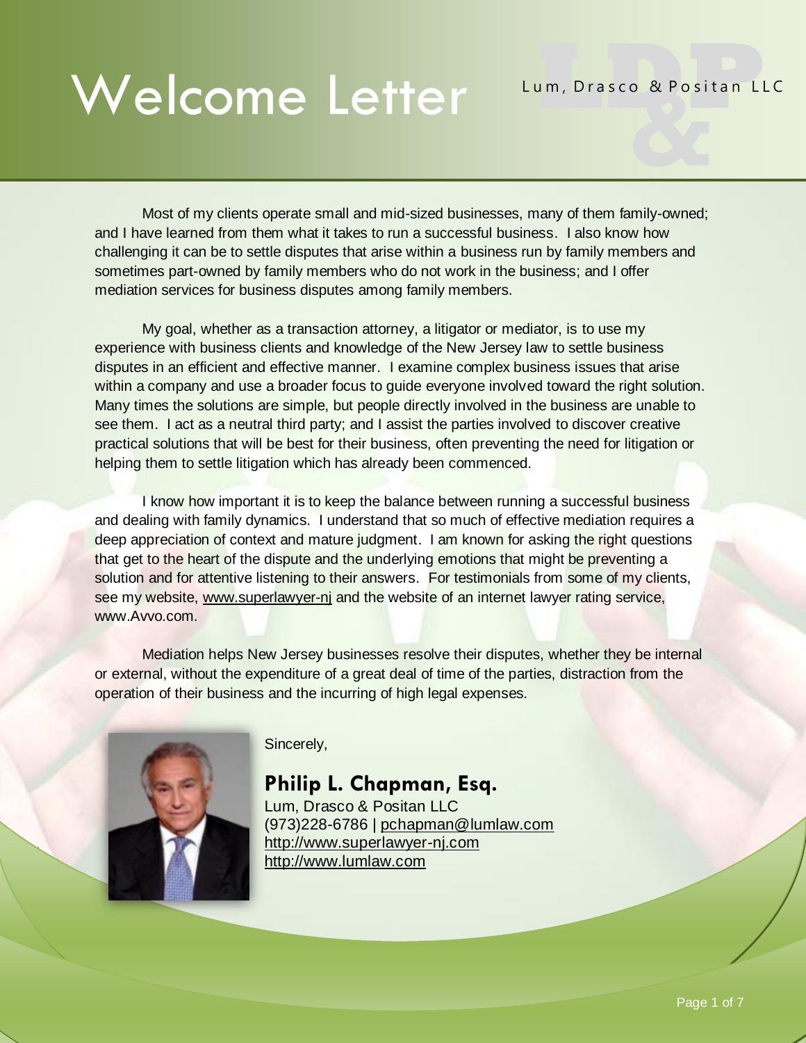# Welcome Letter

Lum, Drasco & Positan LLC

Most of my clients operate small and mid-sized businesses, many of them family-owned; and I have learned from them what it takes to run a successful business. I also know how challenging it can be to settle disputes that arise within a business run by family members and sometimes part-owned by family members who do not work in the business; and I offer mediation services for business disputes among family members.

My goal, whether as a transaction attorney, a litigator or mediator, is to use my experience with business clients and knowledge of the New Jersey law to settle business disputes in an efficient and effective manner. I examine complex business issues that arise within a company and use a broader focus to guide everyone involved toward the right solution. Many times the solutions are simple, but people directly involved in the business are unable to see them. I act as a neutral third party; and I assist the parties involved to discover creative practical solutions that will be best for their business, often preventing the need for litigation or helping them to settle litigation which has already been commenced.

I know how important it is to keep the balance between running a successful business and dealing with family dynamics. I understand that so much of effective mediation requires a deep appreciation of context and mature judgment. I am known for asking the right questions that get to the heart of the dispute and the underlying emotions that might be preventing a solution and for attentive listening to their answers. For testimonials from some of my clients, see my website, www.superlawyer-nj and the website of an internet lawyer rating service, www.Avvo.com.

Mediation helps New Jersey businesses resolve their disputes, whether they be internal or external, without the expenditure of a great deal of time of the parties, distraction from the operation of their business and the incurring of high legal expenses.

Sincerely,

**Philip L. Chapman, Esq.**
Lum, Drasco & Positan LLC
(973)228-6786 | pchapman@lumlaw.com
http://www.superlawyer-nj.com
http://www.lumlaw.com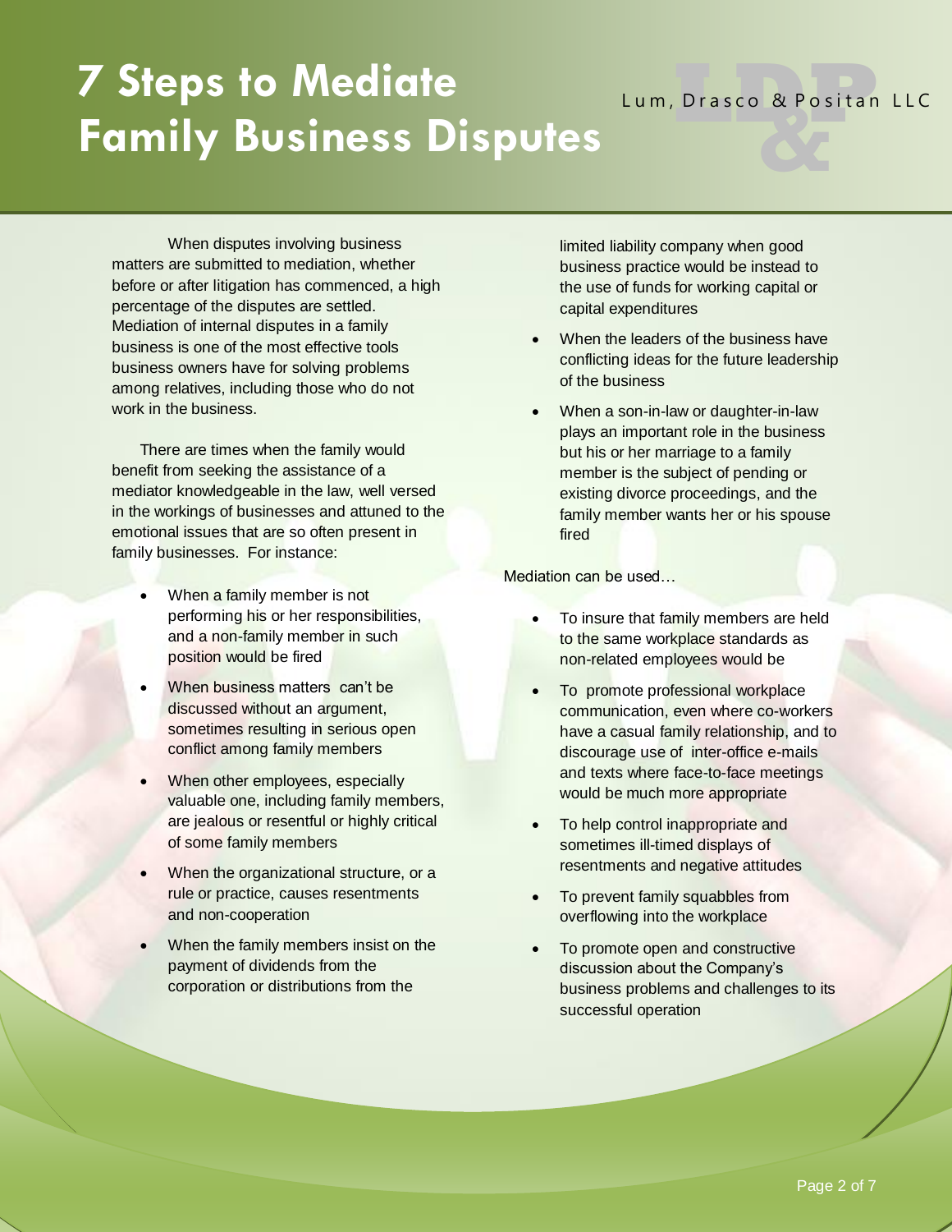# 7 Steps to Mediate Family Business Disputes

Lum, Drasco & Positan LLC

When disputes involving business matters are submitted to mediation, whether before or after litigation has commenced, a high percentage of the disputes are settled. Mediation of internal disputes in a family business is one of the most effective tools business owners have for solving problems among relatives, including those who do not work in the business.

There are times when the family would benefit from seeking the assistance of a mediator knowledgeable in the law, well versed in the workings of businesses and attuned to the emotional issues that are so often present in family businesses. For instance:

- When a family member is not performing his or her responsibilities, and a non-family member in such position would be fired
- When business matters can't be discussed without an argument, sometimes resulting in serious open conflict among family members
- When other employees, especially valuable one, including family members, are jealous or resentful or highly critical of some family members
- When the organizational structure, or a rule or practice, causes resentments and non-cooperation
- When the family members insist on the payment of dividends from the corporation or distributions from the limited liability company when good business practice would be instead to the use of funds for working capital or capital expenditures
- When the leaders of the business have conflicting ideas for the future leadership of the business
- When a son-in-law or daughter-in-law plays an important role in the business but his or her marriage to a family member is the subject of pending or existing divorce proceedings, and the family member wants her or his spouse fired

Mediation can be used…

- To insure that family members are held to the same workplace standards as non-related employees would be
- To promote professional workplace communication, even where co-workers have a casual family relationship, and to discourage use of inter-office e-mails and texts where face-to-face meetings would be much more appropriate
- To help control inappropriate and sometimes ill-timed displays of resentments and negative attitudes
- To prevent family squabbles from overflowing into the workplace
- To promote open and constructive discussion about the Company's business problems and challenges to its successful operation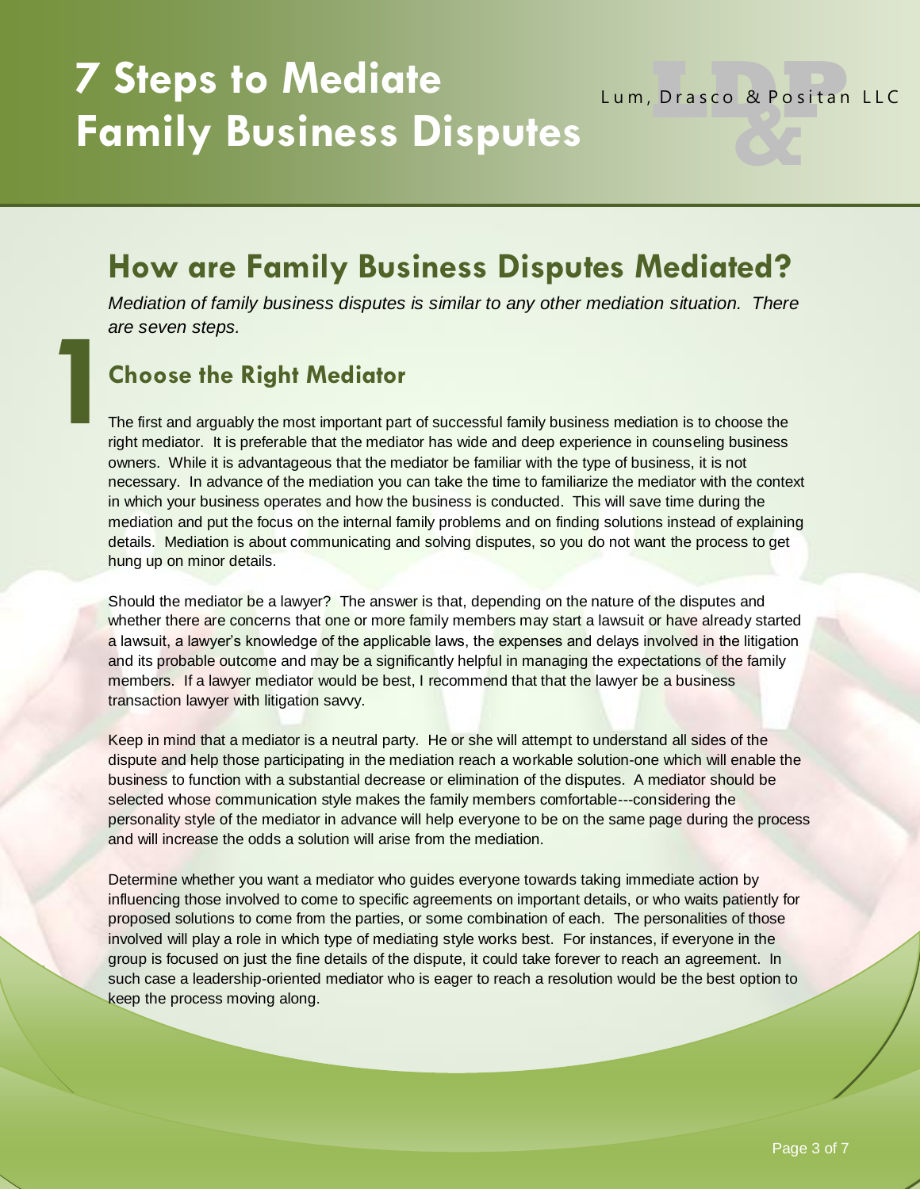# 7 Steps to Mediate Family Business Disputes

## How are Family Business Disputes Mediated?

*Mediation of family business disputes is similar to any other mediation situation. There are seven steps.*

### 1 Choose the Right Mediator

The first and arguably the most important part of successful family business mediation is to choose the right mediator. It is preferable that the mediator has wide and deep experience in counseling business owners. While it is advantageous that the mediator be familiar with the type of business, it is not necessary. In advance of the mediation you can take the time to familiarize the mediator with the context in which your business operates and how the business is conducted. This will save time during the mediation and put the focus on the internal family problems and on finding solutions instead of explaining details. Mediation is about communicating and solving disputes, so you do not want the process to get hung up on minor details.

Should the mediator be a lawyer? The answer is that, depending on the nature of the disputes and whether there are concerns that one or more family members may start a lawsuit or have already started a lawsuit, a lawyer's knowledge of the applicable laws, the expenses and delays involved in the litigation and its probable outcome and may be a significantly helpful in managing the expectations of the family members. If a lawyer mediator would be best, I recommend that that the lawyer be a business transaction lawyer with litigation savvy.

Keep in mind that a mediator is a neutral party. He or she will attempt to understand all sides of the dispute and help those participating in the mediation reach a workable solution-one which will enable the business to function with a substantial decrease or elimination of the disputes. A mediator should be selected whose communication style makes the family members comfortable---considering the personality style of the mediator in advance will help everyone to be on the same page during the process and will increase the odds a solution will arise from the mediation.

Determine whether you want a mediator who guides everyone towards taking immediate action by influencing those involved to come to specific agreements on important details, or who waits patiently for proposed solutions to come from the parties, or some combination of each. The personalities of those involved will play a role in which type of mediating style works best. For instances, if everyone in the group is focused on just the fine details of the dispute, it could take forever to reach an agreement. In such case a leadership-oriented mediator who is eager to reach a resolution would be the best option to keep the process moving along.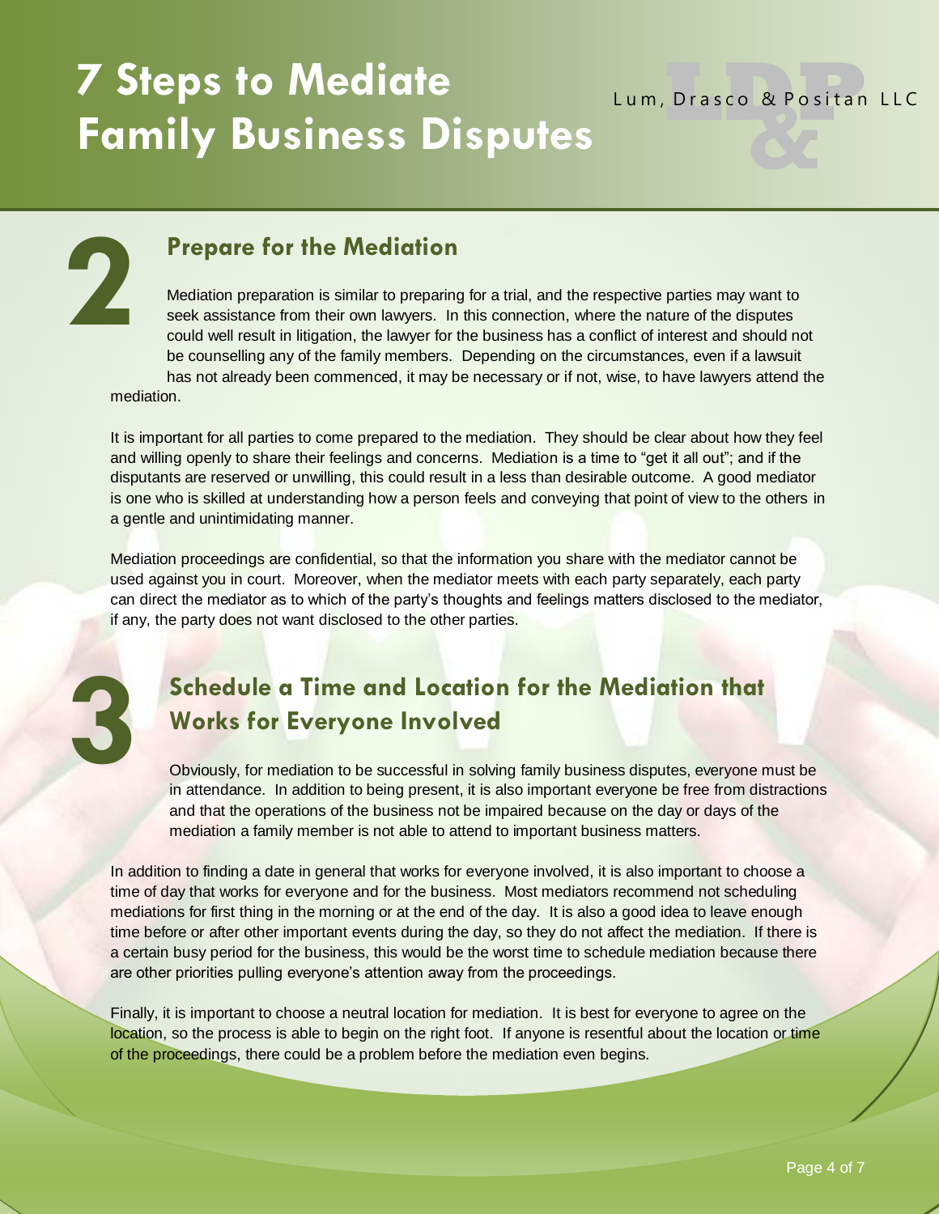## 2 Prepare for the Mediation

Mediation preparation is similar to preparing for a trial, and the respective parties may want to seek assistance from their own lawyers. In this connection, where the nature of the disputes could well result in litigation, the lawyer for the business has a conflict of interest and should not be counselling any of the family members. Depending on the circumstances, even if a lawsuit has not already been commenced, it may be necessary or if not, wise, to have lawyers attend the mediation.

It is important for all parties to come prepared to the mediation. They should be clear about how they feel and willing openly to share their feelings and concerns. Mediation is a time to "get it all out"; and if the disputants are reserved or unwilling, this could result in a less than desirable outcome. A good mediator is one who is skilled at understanding how a person feels and conveying that point of view to the others in a gentle and unintimidating manner.

Mediation proceedings are confidential, so that the information you share with the mediator cannot be used against you in court. Moreover, when the mediator meets with each party separately, each party can direct the mediator as to which of the party's thoughts and feelings matters disclosed to the mediator, if any, the party does not want disclosed to the other parties.

## 3 Schedule a Time and Location for the Mediation that Works for Everyone Involved

Obviously, for mediation to be successful in solving family business disputes, everyone must be in attendance. In addition to being present, it is also important everyone be free from distractions and that the operations of the business not be impaired because on the day or days of the mediation a family member is not able to attend to important business matters.

In addition to finding a date in general that works for everyone involved, it is also important to choose a time of day that works for everyone and for the business. Most mediators recommend not scheduling mediations for first thing in the morning or at the end of the day. It is also a good idea to leave enough time before or after other important events during the day, so they do not affect the mediation. If there is a certain busy period for the business, this would be the worst time to schedule mediation because there are other priorities pulling everyone's attention away from the proceedings.

Finally, it is important to choose a neutral location for mediation. It is best for everyone to agree on the location, so the process is able to begin on the right foot. If anyone is resentful about the location or time of the proceedings, there could be a problem before the mediation even begins.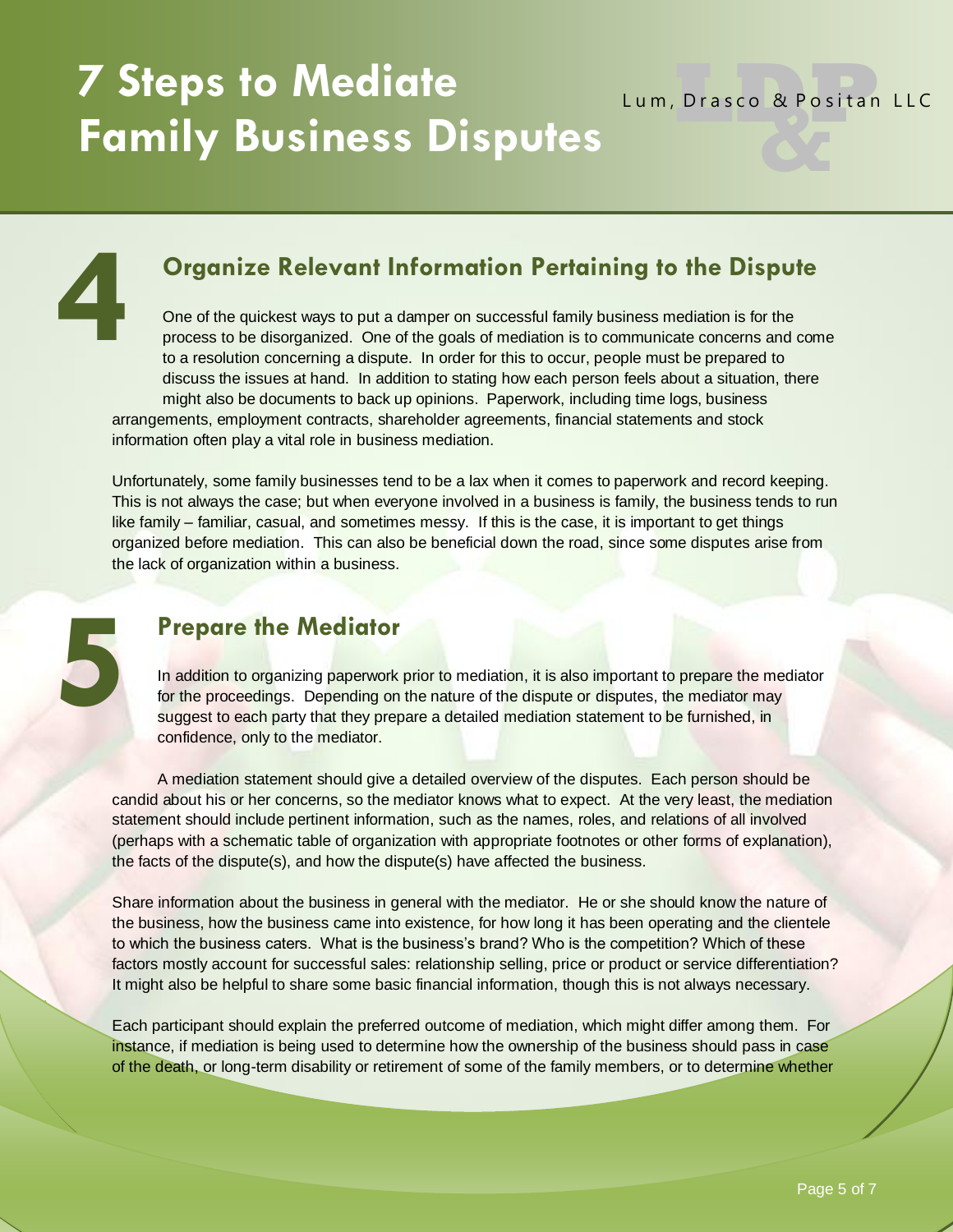## 4 Organize Relevant Information Pertaining to the Dispute

One of the quickest ways to put a damper on successful family business mediation is for the process to be disorganized. One of the goals of mediation is to communicate concerns and come to a resolution concerning a dispute. In order for this to occur, people must be prepared to discuss the issues at hand. In addition to stating how each person feels about a situation, there might also be documents to back up opinions. Paperwork, including time logs, business arrangements, employment contracts, shareholder agreements, financial statements and stock information often play a vital role in business mediation.

Unfortunately, some family businesses tend to be a lax when it comes to paperwork and record keeping. This is not always the case; but when everyone involved in a business is family, the business tends to run like family – familiar, casual, and sometimes messy. If this is the case, it is important to get things organized before mediation. This can also be beneficial down the road, since some disputes arise from the lack of organization within a business.

## 5 Prepare the Mediator

In addition to organizing paperwork prior to mediation, it is also important to prepare the mediator for the proceedings. Depending on the nature of the dispute or disputes, the mediator may suggest to each party that they prepare a detailed mediation statement to be furnished, in confidence, only to the mediator.

A mediation statement should give a detailed overview of the disputes. Each person should be candid about his or her concerns, so the mediator knows what to expect. At the very least, the mediation statement should include pertinent information, such as the names, roles, and relations of all involved (perhaps with a schematic table of organization with appropriate footnotes or other forms of explanation), the facts of the dispute(s), and how the dispute(s) have affected the business.

Share information about the business in general with the mediator. He or she should know the nature of the business, how the business came into existence, for how long it has been operating and the clientele to which the business caters. What is the business's brand? Who is the competition? Which of these factors mostly account for successful sales: relationship selling, price or product or service differentiation? It might also be helpful to share some basic financial information, though this is not always necessary.

Each participant should explain the preferred outcome of mediation, which might differ among them. For instance, if mediation is being used to determine how the ownership of the business should pass in case of the death, or long-term disability or retirement of some of the family members, or to determine whether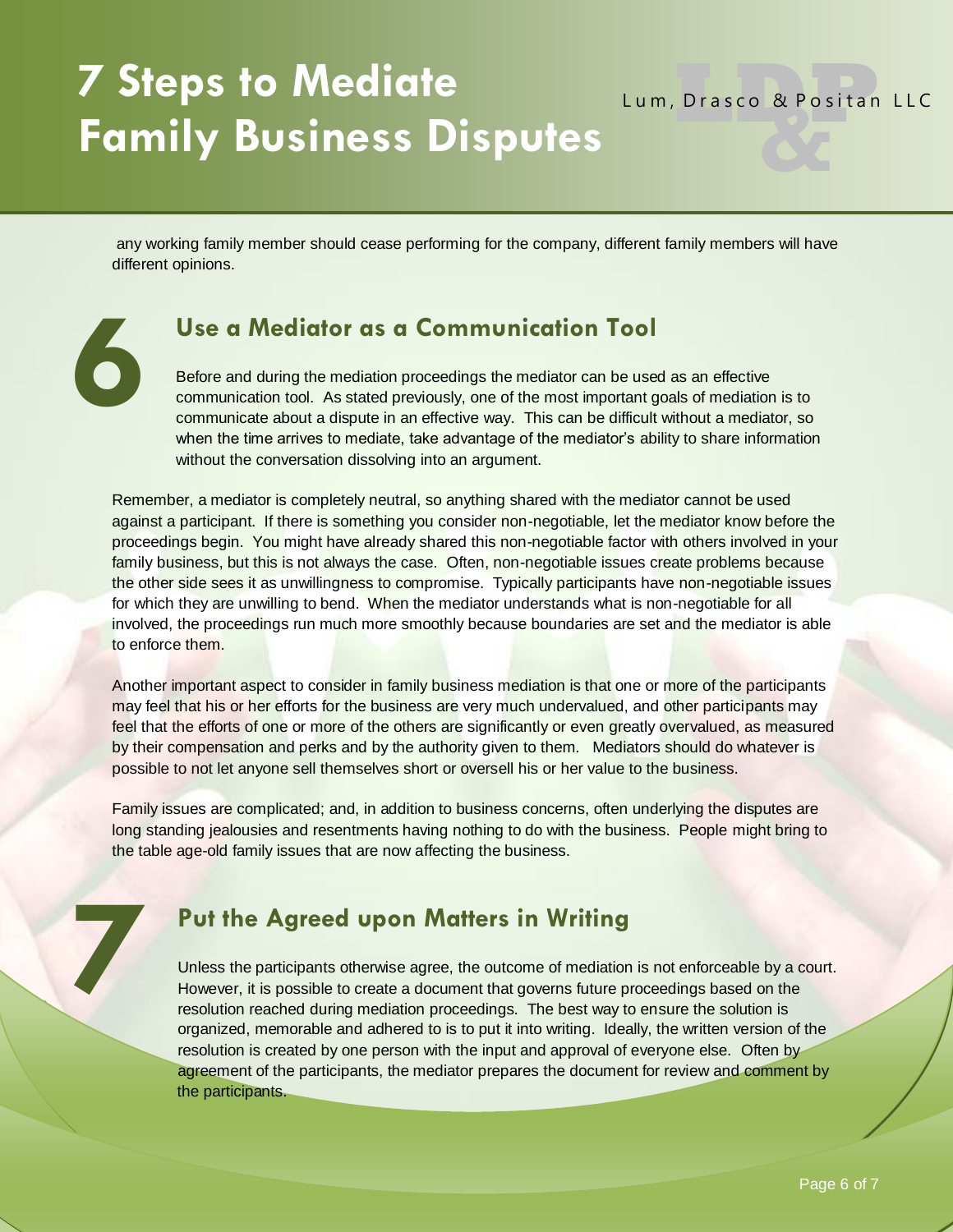any working family member should cease performing for the company, different family members will have different opinions.

## 6 Use a Mediator as a Communication Tool

Before and during the mediation proceedings the mediator can be used as an effective communication tool. As stated previously, one of the most important goals of mediation is to communicate about a dispute in an effective way. This can be difficult without a mediator, so when the time arrives to mediate, take advantage of the mediator's ability to share information without the conversation dissolving into an argument.

Remember, a mediator is completely neutral, so anything shared with the mediator cannot be used against a participant. If there is something you consider non-negotiable, let the mediator know before the proceedings begin. You might have already shared this non-negotiable factor with others involved in your family business, but this is not always the case. Often, non-negotiable issues create problems because the other side sees it as unwillingness to compromise. Typically participants have non-negotiable issues for which they are unwilling to bend. When the mediator understands what is non-negotiable for all involved, the proceedings run much more smoothly because boundaries are set and the mediator is able to enforce them.

Another important aspect to consider in family business mediation is that one or more of the participants may feel that his or her efforts for the business are very much undervalued, and other participants may feel that the efforts of one or more of the others are significantly or even greatly overvalued, as measured by their compensation and perks and by the authority given to them. Mediators should do whatever is possible to not let anyone sell themselves short or oversell his or her value to the business.

Family issues are complicated; and, in addition to business concerns, often underlying the disputes are long standing jealousies and resentments having nothing to do with the business. People might bring to the table age-old family issues that are now affecting the business.

## 7 Put the Agreed upon Matters in Writing

Unless the participants otherwise agree, the outcome of mediation is not enforceable by a court. However, it is possible to create a document that governs future proceedings based on the resolution reached during mediation proceedings. The best way to ensure the solution is organized, memorable and adhered to is to put it into writing. Ideally, the written version of the resolution is created by one person with the input and approval of everyone else. Often by agreement of the participants, the mediator prepares the document for review and comment by the participants.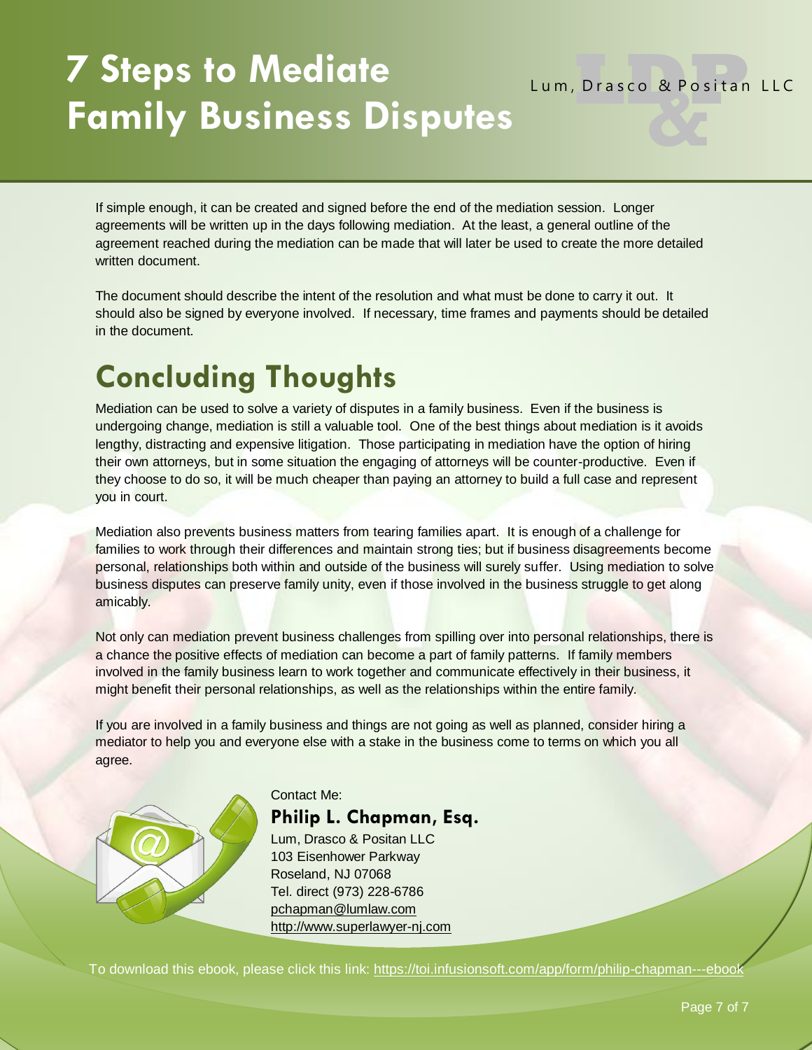If simple enough, it can be created and signed before the end of the mediation session. Longer agreements will be written up in the days following mediation. At the least, a general outline of the agreement reached during the mediation can be made that will later be used to create the more detailed written document.

The document should describe the intent of the resolution and what must be done to carry it out. It should also be signed by everyone involved. If necessary, time frames and payments should be detailed in the document.

## Concluding Thoughts

Mediation can be used to solve a variety of disputes in a family business. Even if the business is undergoing change, mediation is still a valuable tool. One of the best things about mediation is it avoids lengthy, distracting and expensive litigation. Those participating in mediation have the option of hiring their own attorneys, but in some situation the engaging of attorneys will be counter-productive. Even if they choose to do so, it will be much cheaper than paying an attorney to build a full case and represent you in court.

Mediation also prevents business matters from tearing families apart. It is enough of a challenge for families to work through their differences and maintain strong ties; but if business disagreements become personal, relationships both within and outside of the business will surely suffer. Using mediation to solve business disputes can preserve family unity, even if those involved in the business struggle to get along amicably.

Not only can mediation prevent business challenges from spilling over into personal relationships, there is a chance the positive effects of mediation can become a part of family patterns. If family members involved in the family business learn to work together and communicate effectively in their business, it might benefit their personal relationships, as well as the relationships within the entire family.

If you are involved in a family business and things are not going as well as planned, consider hiring a mediator to help you and everyone else with a stake in the business come to terms on which you all agree.

Contact Me:

**Philip L. Chapman, Esq.**

Lum, Drasco & Positan LLC
103 Eisenhower Parkway
Roseland, NJ 07068
Tel. direct (973) 228-6786
pchapman@lumlaw.com
http://www.superlawyer-nj.com

To download this ebook, please click this link: https://toi.infusionsoft.com/app/form/philip-chapman---ebook